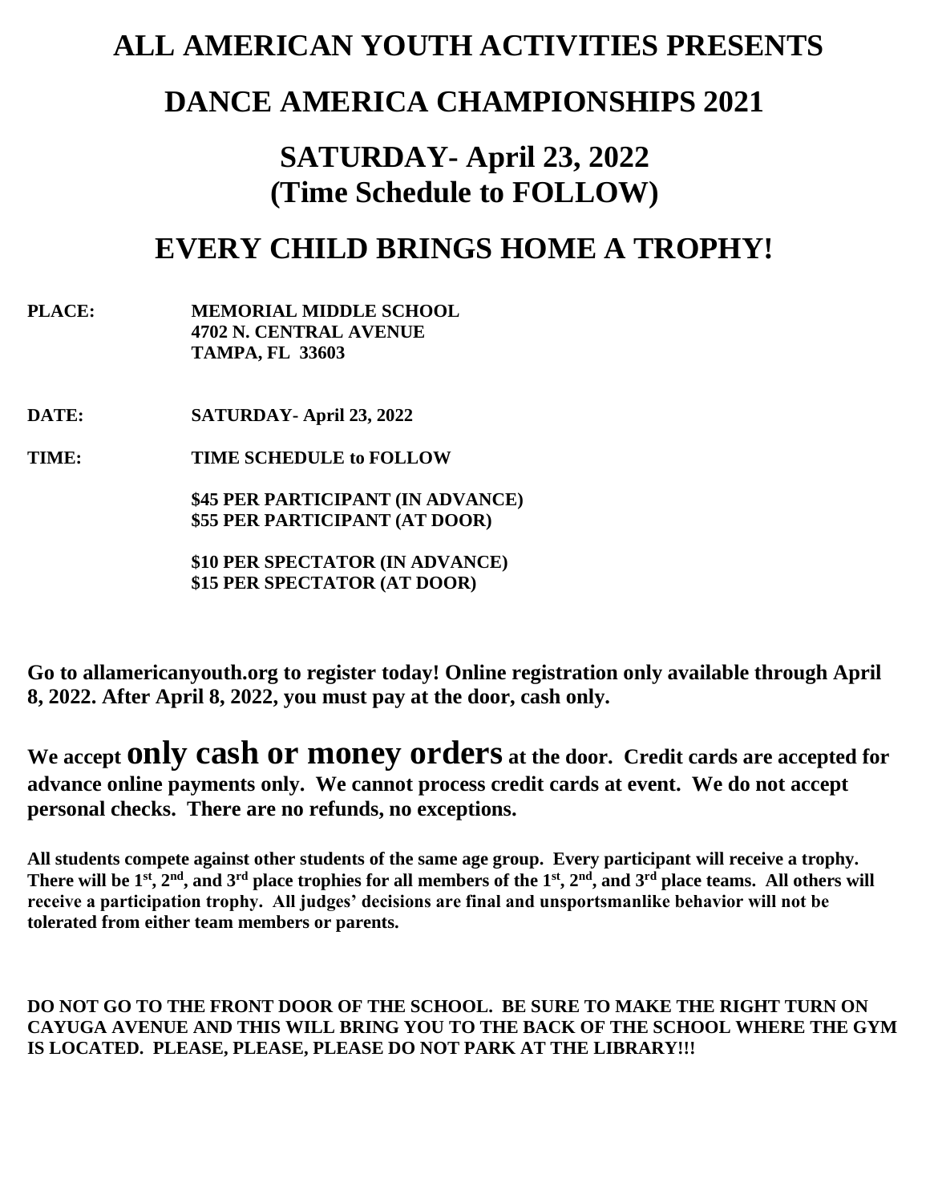# ALL AMERICAN YOUTH ACTIVITIES PRESENTS

# DANCE AMERICA CHAMPIONSHIPS 2021

## SATURDAY- April 23, 2022
## (Time Schedule to FOLLOW)

# EVERY CHILD BRINGS HOME A TROPHY!

**PLACE:** **MEMORIAL MIDDLE SCHOOL**
**4702 N. CENTRAL AVENUE**
**TAMPA, FL 33603**

**DATE:** **SATURDAY- April 23, 2022**

**TIME:** **TIME SCHEDULE to FOLLOW**

**$45 PER PARTICIPANT (IN ADVANCE)**
**$55 PER PARTICIPANT (AT DOOR)**

**$10 PER SPECTATOR (IN ADVANCE)**
**$15 PER SPECTATOR (AT DOOR)**

**Go to allamericanyouth.org to register today! Online registration only available through April 8, 2022. After April 8, 2022, you must pay at the door, cash only.**

**We accept only cash or money orders at the door. Credit cards are accepted for advance online payments only. We cannot process credit cards at event. We do not accept personal checks. There are no refunds, no exceptions.**

**All students compete against other students of the same age group. Every participant will receive a trophy. There will be 1st, 2nd, and 3rd place trophies for all members of the 1st, 2nd, and 3rd place teams. All others will receive a participation trophy. All judges' decisions are final and unsportsmanlike behavior will not be tolerated from either team members or parents.**

**DO NOT GO TO THE FRONT DOOR OF THE SCHOOL. BE SURE TO MAKE THE RIGHT TURN ON CAYUGA AVENUE AND THIS WILL BRING YOU TO THE BACK OF THE SCHOOL WHERE THE GYM IS LOCATED. PLEASE, PLEASE, PLEASE DO NOT PARK AT THE LIBRARY!!!**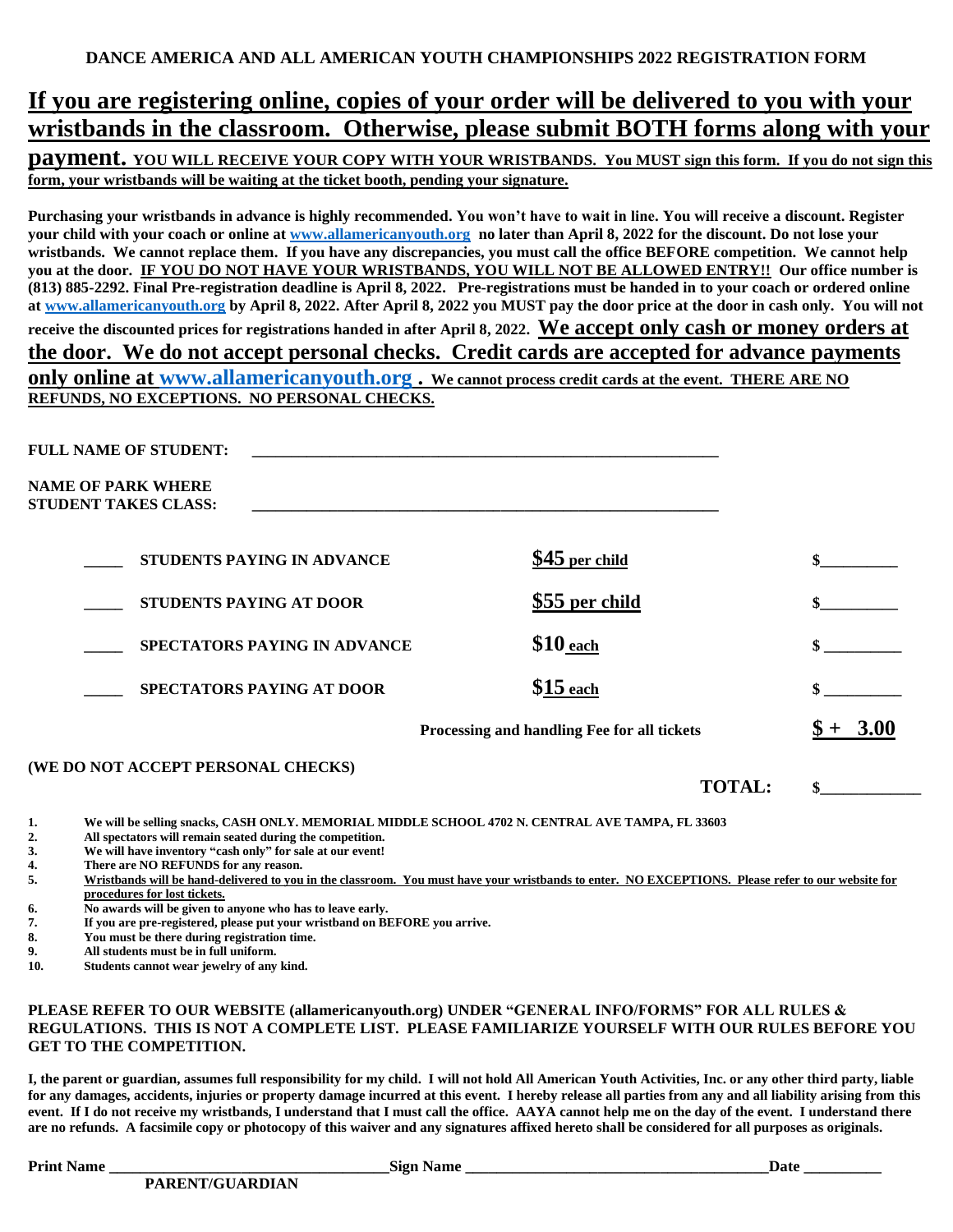**DANCE AMERICA AND ALL AMERICAN YOUTH CHAMPIONSHIPS 2022 REGISTRATION FORM**

## If you are registering online, copies of your order will be delivered to you with your wristbands in the classroom. Otherwise, please submit BOTH forms along with your payment. YOU WILL RECEIVE YOUR COPY WITH YOUR WRISTBANDS. You MUST sign this form. If you do not sign this form, your wristbands will be waiting at the ticket booth, pending your signature.

**Purchasing your wristbands in advance is highly recommended. You won't have to wait in line. You will receive a discount. Register your child with your coach or online at www.allamericanyouth.org no later than April 8, 2022 for the discount. Do not lose your wristbands. We cannot replace them. If you have any discrepancies, you must call the office BEFORE competition. We cannot help you at the door. IF YOU DO NOT HAVE YOUR WRISTBANDS, YOU WILL NOT BE ALLOWED ENTRY!! Our office number is (813) 885-2292. Final Pre-registration deadline is April 8, 2022. Pre-registrations must be handed in to your coach or ordered online at www.allamericanyouth.org by April 8, 2022. After April 8, 2022 you MUST pay the door price at the door in cash only. You will not receive the discounted prices for registrations handed in after April 8, 2022. We accept only cash or money orders at the door. We do not accept personal checks. Credit cards are accepted for advance payments only online at www.allamericanyouth.org . We cannot process credit cards at the event. THERE ARE NO REFUNDS, NO EXCEPTIONS. NO PERSONAL CHECKS.**

**FULL NAME OF STUDENT:** ____________________________________________

**NAME OF PARK WHERE STUDENT TAKES CLASS:** ____________________________________________

| | | | |
|---|---|---|---|
| _____ | **STUDENTS PAYING IN ADVANCE** | **$45 per child** | $_________ |
| _____ | **STUDENTS PAYING AT DOOR** | **$55 per child** | $_________ |
| _____ | **SPECTATORS PAYING IN ADVANCE** | **$10 each** | $ _________ |
| _____ | **SPECTATORS PAYING AT DOOR** | **$15 each** | $ _________ |
| | | **Processing and handling Fee for all tickets** | **$ + 3.00** |

**(WE DO NOT ACCEPT PERSONAL CHECKS)**

**TOTAL:** $____________

1. **We will be selling snacks, CASH ONLY. MEMORIAL MIDDLE SCHOOL 4702 N. CENTRAL AVE TAMPA, FL 33603**
2. **All spectators will remain seated during the competition.**
3. **We will have inventory "cash only" for sale at our event!**
4. **There are NO REFUNDS for any reason.**
5. **Wristbands will be hand-delivered to you in the classroom. You must have your wristbands to enter. NO EXCEPTIONS. Please refer to our website for procedures for lost tickets.**
6. **No awards will be given to anyone who has to leave early.**
7. **If you are pre-registered, please put your wristband on BEFORE you arrive.**
8. **You must be there during registration time.**
9. **All students must be in full uniform.**
10. **Students cannot wear jewelry of any kind.**

**PLEASE REFER TO OUR WEBSITE (allamericanyouth.org) UNDER "GENERAL INFO/FORMS" FOR ALL RULES & REGULATIONS. THIS IS NOT A COMPLETE LIST. PLEASE FAMILIARIZE YOURSELF WITH OUR RULES BEFORE YOU GET TO THE COMPETITION.**

**I, the parent or guardian, assumes full responsibility for my child. I will not hold All American Youth Activities, Inc. or any other third party, liable for any damages, accidents, injuries or property damage incurred at this event. I hereby release all parties from any and all liability arising from this event. If I do not receive my wristbands, I understand that I must call the office. AAYA cannot help me on the day of the event. I understand there are no refunds. A facsimile copy or photocopy of this waiver and any signatures affixed hereto shall be considered for all purposes as originals.**

**Print Name** ______________________________ **Sign Name** ______________________________ **Date** __________

**PARENT/GUARDIAN**